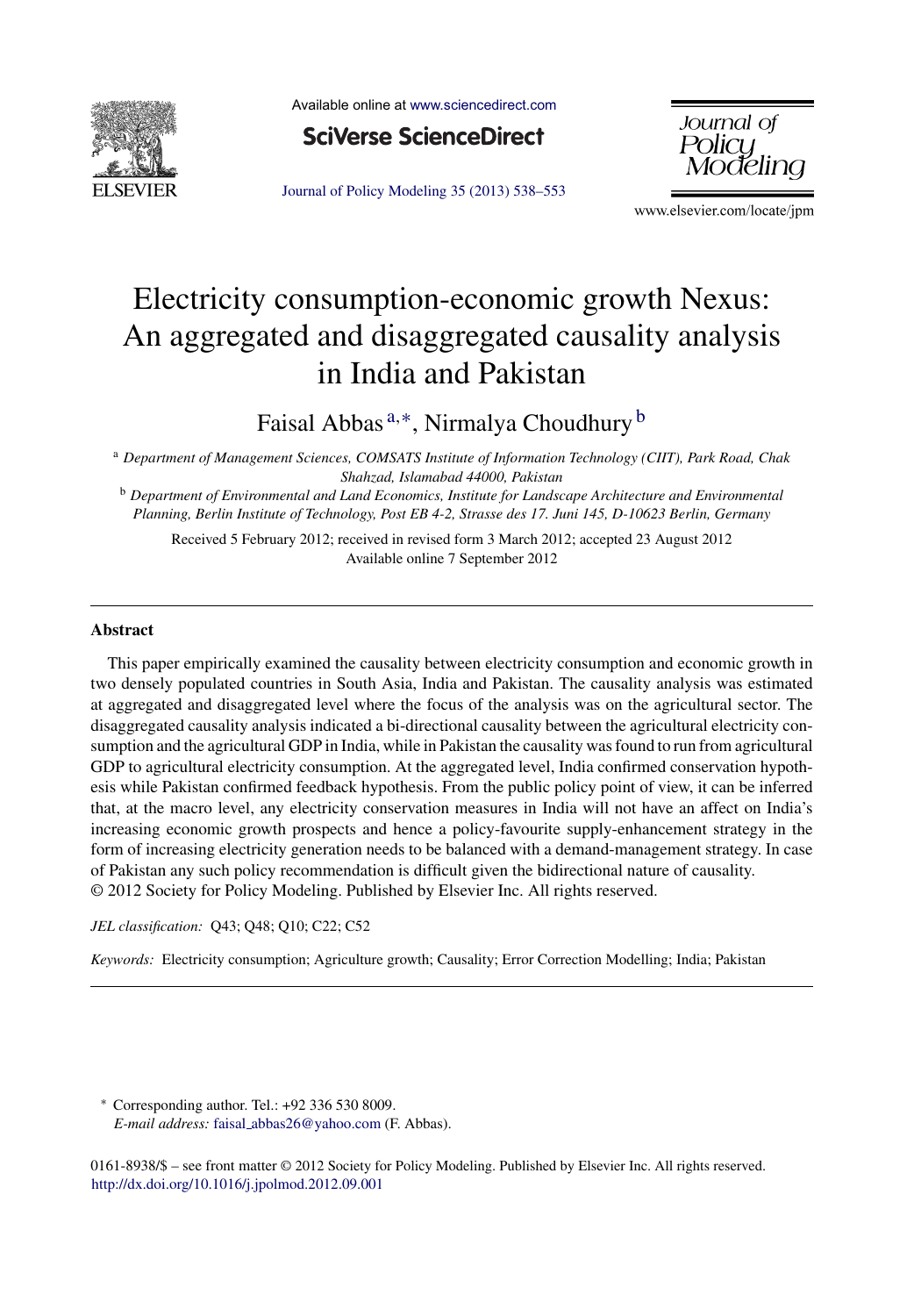# Electricity consumption-economic growth Nexus: An aggregated and disaggregated causality analysis in India and Pakistan

Faisal Abbas [a,*], Nirmalya Choudhury [b]

[a] *Department of Management Sciences, COMSATS Institute of Information Technology (CIIT), Park Road, Chak Shahzad, Islamabad 44000, Pakistan*

[b] *Department of Environmental and Land Economics, Institute for Landscape Architecture and Environmental Planning, Berlin Institute of Technology, Post EB 4-2, Strasse des 17. Juni 145, D-10623 Berlin, Germany*

Received 5 February 2012; received in revised form 3 March 2012; accepted 23 August 2012
Available online 7 September 2012

---

## Abstract

This paper empirically examined the causality between electricity consumption and economic growth in two densely populated countries in South Asia, India and Pakistan. The causality analysis was estimated at aggregated and disaggregated level where the focus of the analysis was on the agricultural sector. The disaggregated causality analysis indicated a bi-directional causality between the agricultural electricity consumption and the agricultural GDP in India, while in Pakistan the causality was found to run from agricultural GDP to agricultural electricity consumption. At the aggregated level, India confirmed conservation hypothesis while Pakistan confirmed feedback hypothesis. From the public policy point of view, it can be inferred that, at the macro level, any electricity conservation measures in India will not have an affect on India's increasing economic growth prospects and hence a policy-favourite supply-enhancement strategy in the form of increasing electricity generation needs to be balanced with a demand-management strategy. In case of Pakistan any such policy recommendation is difficult given the bidirectional nature of causality.
© 2012 Society for Policy Modeling. Published by Elsevier Inc. All rights reserved.

*JEL classification:* Q43; Q48; Q10; C22; C52

*Keywords:* Electricity consumption; Agriculture growth; Causality; Error Correction Modelling; India; Pakistan

---

* Corresponding author. Tel.: +92 336 530 8009.
*E-mail address:* faisal_abbas26@yahoo.com (F. Abbas).

0161-8938/$ – see front matter © 2012 Society for Policy Modeling. Published by Elsevier Inc. All rights reserved.
http://dx.doi.org/10.1016/j.jpolmod.2012.09.001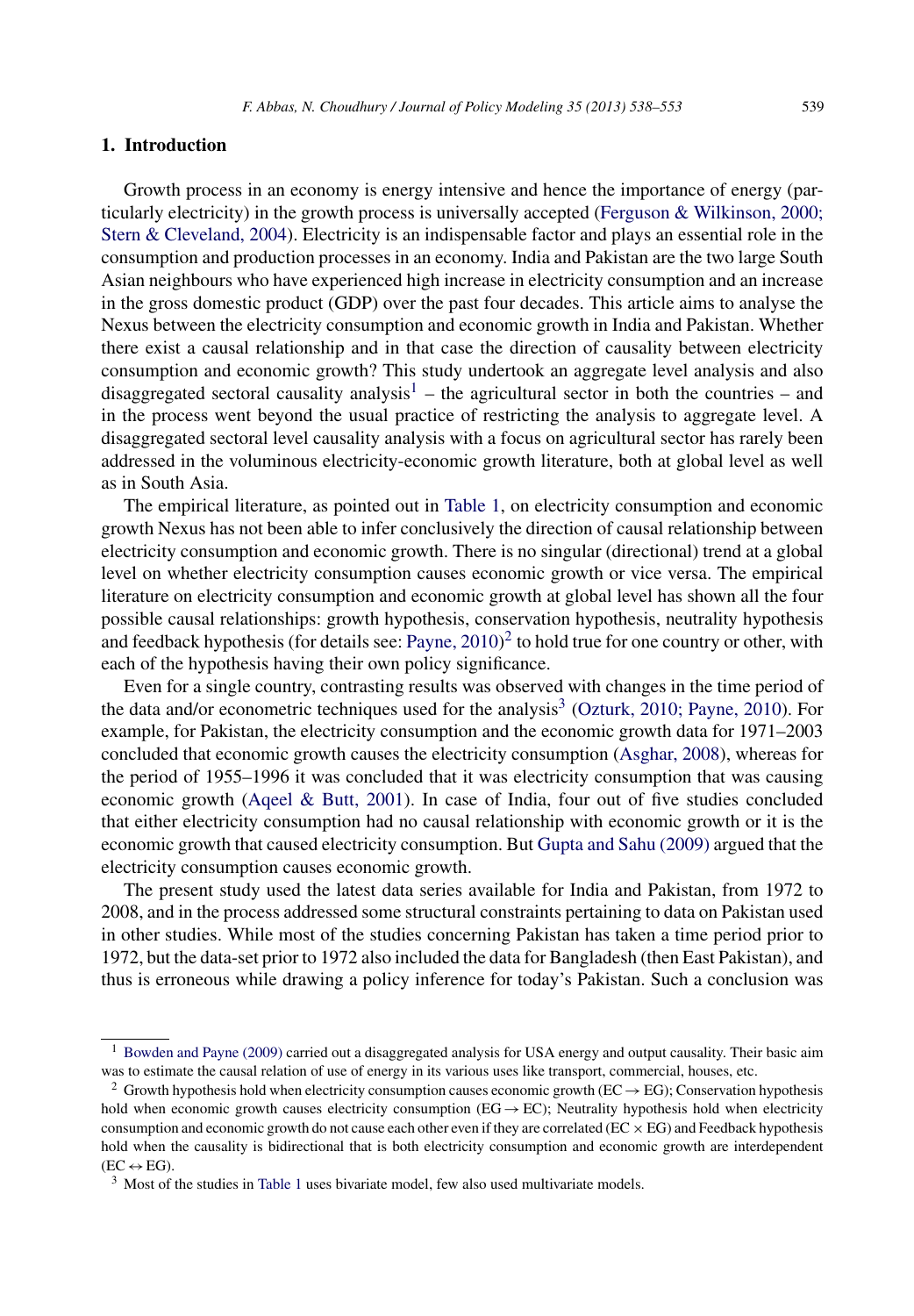## 1. Introduction

Growth process in an economy is energy intensive and hence the importance of energy (particularly electricity) in the growth process is universally accepted (Ferguson & Wilkinson, 2000; Stern & Cleveland, 2004). Electricity is an indispensable factor and plays an essential role in the consumption and production processes in an economy. India and Pakistan are the two large South Asian neighbours who have experienced high increase in electricity consumption and an increase in the gross domestic product (GDP) over the past four decades. This article aims to analyse the Nexus between the electricity consumption and economic growth in India and Pakistan. Whether there exist a causal relationship and in that case the direction of causality between electricity consumption and economic growth? This study undertook an aggregate level analysis and also disaggregated sectoral causality analysis[1] – the agricultural sector in both the countries – and in the process went beyond the usual practice of restricting the analysis to aggregate level. A disaggregated sectoral level causality analysis with a focus on agricultural sector has rarely been addressed in the voluminous electricity-economic growth literature, both at global level as well as in South Asia.

The empirical literature, as pointed out in Table 1, on electricity consumption and economic growth Nexus has not been able to infer conclusively the direction of causal relationship between electricity consumption and economic growth. There is no singular (directional) trend at a global level on whether electricity consumption causes economic growth or vice versa. The empirical literature on electricity consumption and economic growth at global level has shown all the four possible causal relationships: growth hypothesis, conservation hypothesis, neutrality hypothesis and feedback hypothesis (for details see: Payne, 2010)[2] to hold true for one country or other, with each of the hypothesis having their own policy significance.

Even for a single country, contrasting results was observed with changes in the time period of the data and/or econometric techniques used for the analysis[3] (Ozturk, 2010; Payne, 2010). For example, for Pakistan, the electricity consumption and the economic growth data for 1971–2003 concluded that economic growth causes the electricity consumption (Asghar, 2008), whereas for the period of 1955–1996 it was concluded that it was electricity consumption that was causing economic growth (Aqeel & Butt, 2001). In case of India, four out of five studies concluded that either electricity consumption had no causal relationship with economic growth or it is the economic growth that caused electricity consumption. But Gupta and Sahu (2009) argued that the electricity consumption causes economic growth.

The present study used the latest data series available for India and Pakistan, from 1972 to 2008, and in the process addressed some structural constraints pertaining to data on Pakistan used in other studies. While most of the studies concerning Pakistan has taken a time period prior to 1972, but the data-set prior to 1972 also included the data for Bangladesh (then East Pakistan), and thus is erroneous while drawing a policy inference for today's Pakistan. Such a conclusion was

[1] Bowden and Payne (2009) carried out a disaggregated analysis for USA energy and output causality. Their basic aim was to estimate the causal relation of use of energy in its various uses like transport, commercial, houses, etc.

[2] Growth hypothesis hold when electricity consumption causes economic growth ($EC \rightarrow EG$); Conservation hypothesis hold when economic growth causes electricity consumption ($EG \rightarrow EC$); Neutrality hypothesis hold when electricity consumption and economic growth do not cause each other even if they are correlated ($EC \times EG$) and Feedback hypothesis hold when the causality is bidirectional that is both electricity consumption and economic growth are interdependent ($EC \leftrightarrow EG$).

[3] Most of the studies in Table 1 uses bivariate model, few also used multivariate models.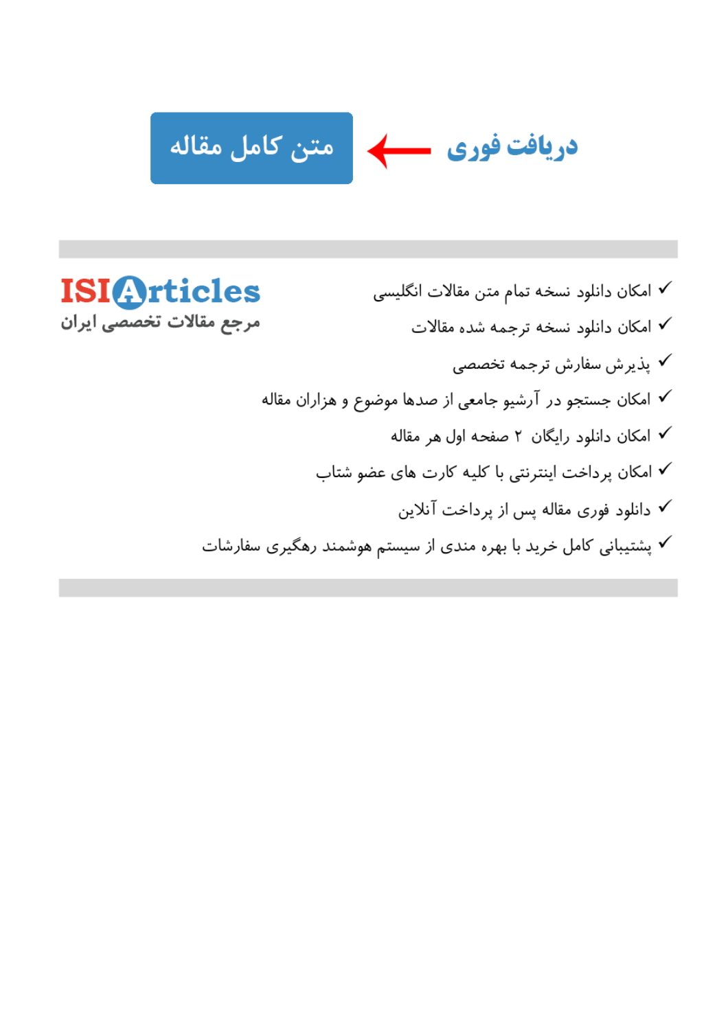دریافت فوری ← **متن کامل مقاله**

ISIArticles
مرجع مقالات تخصصی ایران

- ✓ امکان دانلود نسخه تمام متن مقالات انگلیسی
- ✓ امکان دانلود نسخه ترجمه شده مقالات
- ✓ پذیرش سفارش ترجمه تخصصی
- ✓ امکان جستجو در آرشیو جامعی از صدها موضوع و هزاران مقاله
- ✓ امکان دانلود رایگان ۲ صفحه اول هر مقاله
- ✓ امکان پرداخت اینترنتی با کلیه کارت های عضو شتاب
- ✓ دانلود فوری مقاله پس از پرداخت آنلاین
- ✓ پشتیبانی کامل خرید با بهره مندی از سیستم هوشمند رهگیری سفارشات